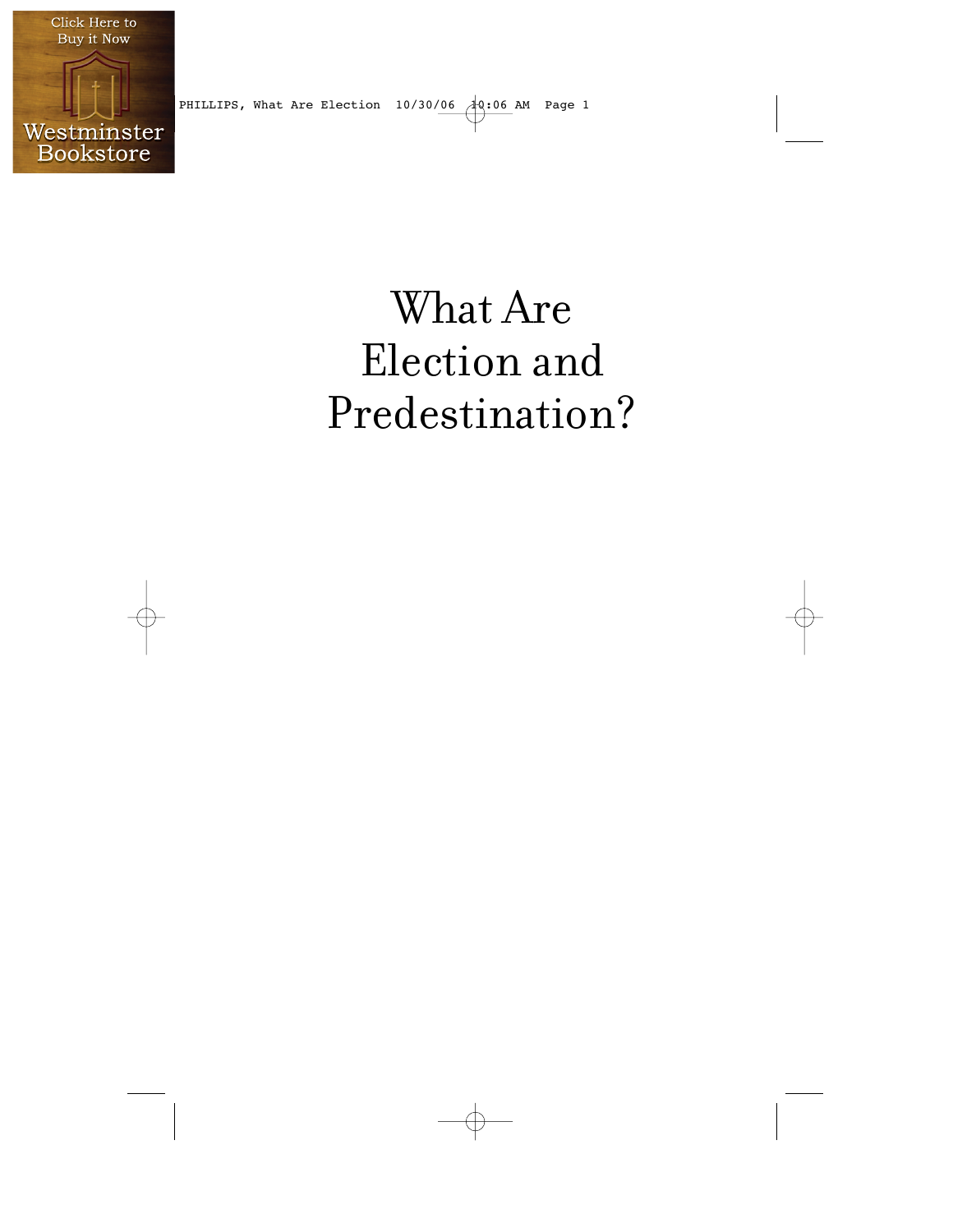# What Are Election and Predestination?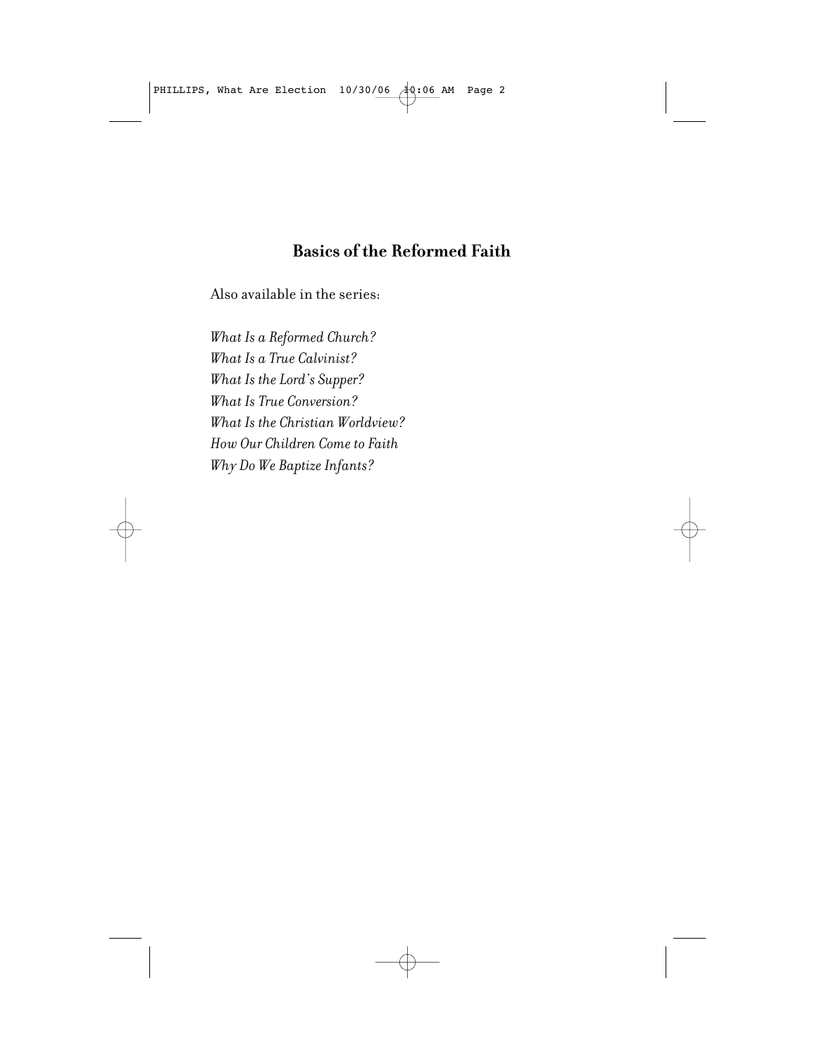## Basics of the Reformed Faith

Also available in the series:

*What Is a Reformed Church?*
*What Is a True Calvinist?*
*What Is the Lord's Supper?*
*What Is True Conversion?*
*What Is the Christian Worldview?*
*How Our Children Come to Faith*
*Why Do We Baptize Infants?*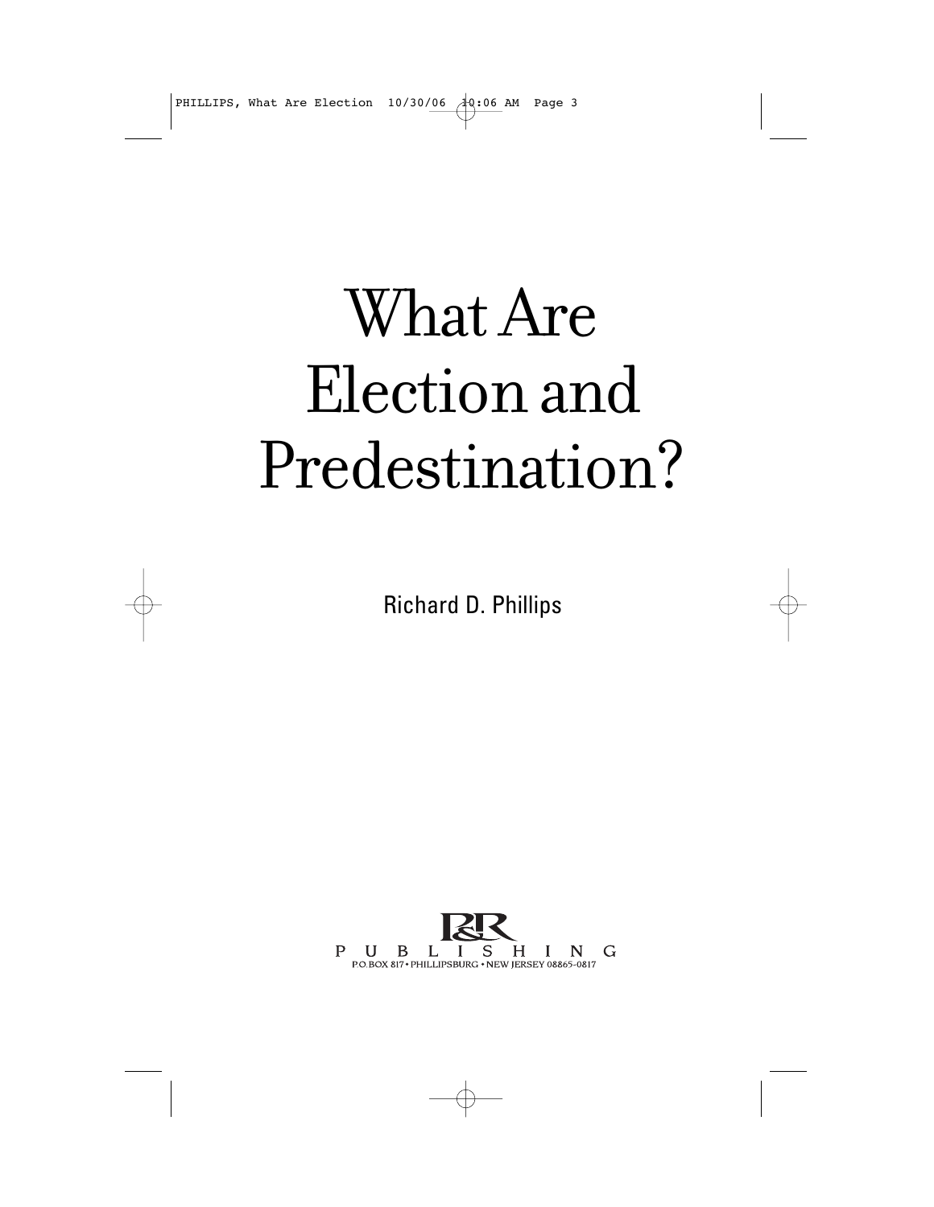# What Are Election and Predestination?

Richard D. Phillips

P&R PUBLISHING

P.O. BOX 817 • PHILLIPSBURG • NEW JERSEY 08865-0817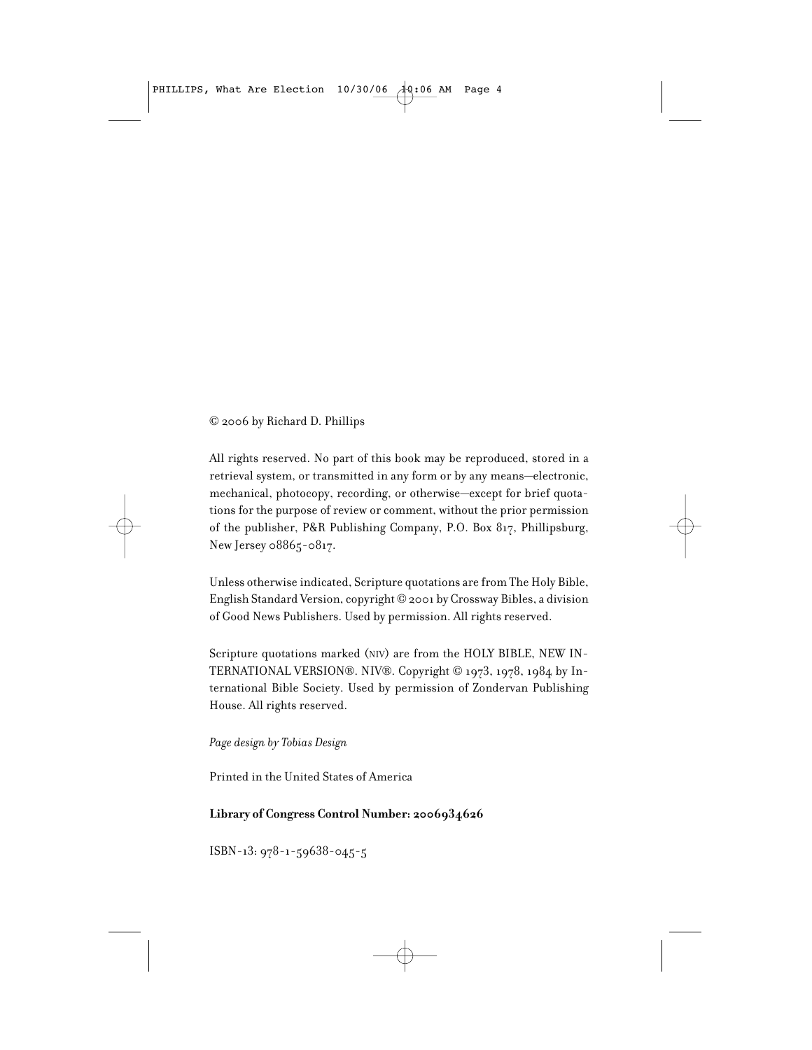© 2006 by Richard D. Phillips

All rights reserved. No part of this book may be reproduced, stored in a retrieval system, or transmitted in any form or by any means—electronic, mechanical, photocopy, recording, or otherwise—except for brief quotations for the purpose of review or comment, without the prior permission of the publisher, P&R Publishing Company, P.O. Box 817, Phillipsburg, New Jersey 08865-0817.

Unless otherwise indicated, Scripture quotations are from The Holy Bible, English Standard Version, copyright © 2001 by Crossway Bibles, a division of Good News Publishers. Used by permission. All rights reserved.

Scripture quotations marked (NIV) are from the HOLY BIBLE, NEW INTERNATIONAL VERSION®. NIV®. Copyright © 1973, 1978, 1984 by International Bible Society. Used by permission of Zondervan Publishing House. All rights reserved.

*Page design by Tobias Design*

Printed in the United States of America

**Library of Congress Control Number: 2006934626**

ISBN-13: 978-1-59638-045-5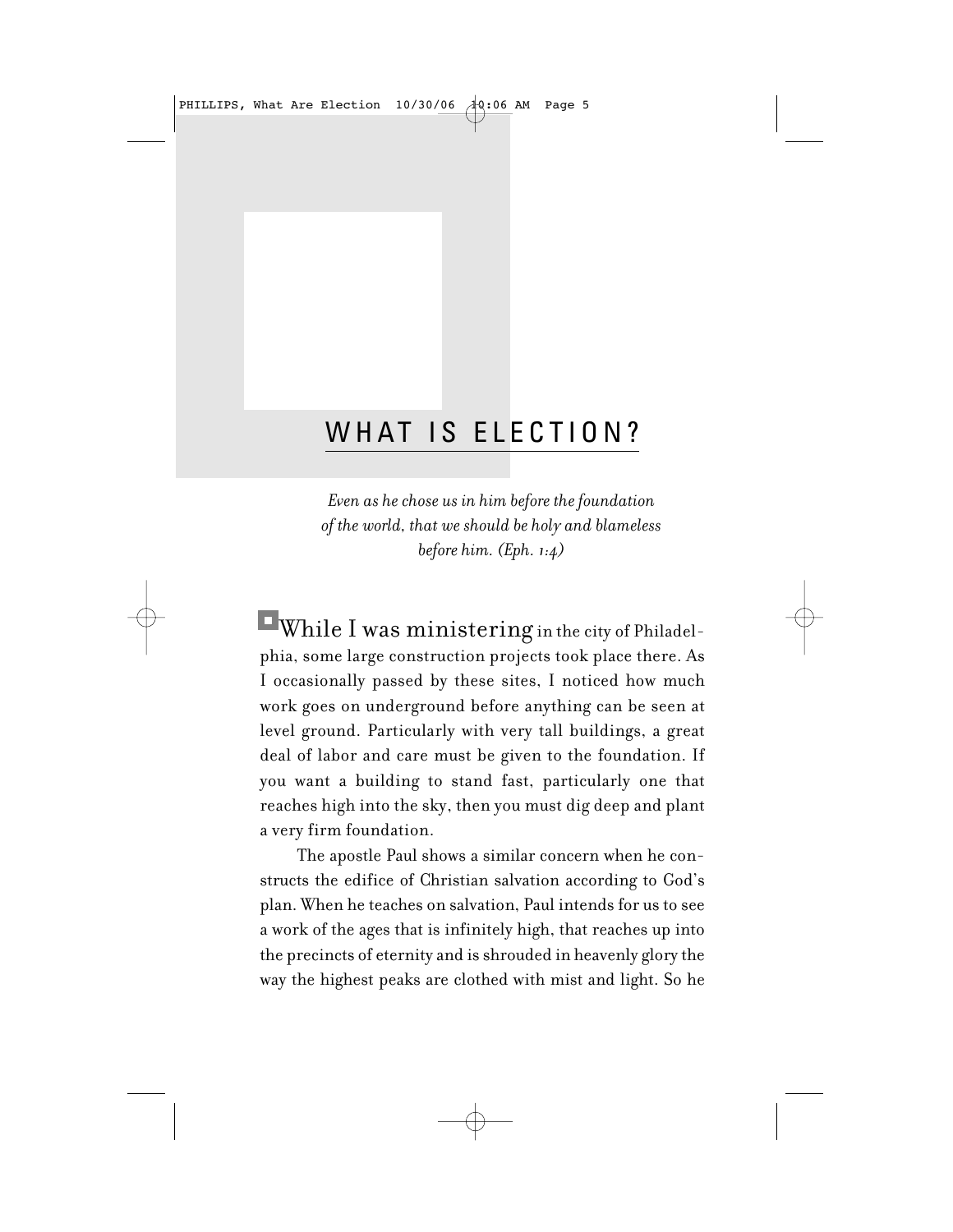# WHAT IS ELECTION?

*Even as he chose us in him before the foundation of the world, that we should be holy and blameless before him. (Eph. 1:4)*

While I was ministering in the city of Philadelphia, some large construction projects took place there. As I occasionally passed by these sites, I noticed how much work goes on underground before anything can be seen at level ground. Particularly with very tall buildings, a great deal of labor and care must be given to the foundation. If you want a building to stand fast, particularly one that reaches high into the sky, then you must dig deep and plant a very firm foundation.

The apostle Paul shows a similar concern when he constructs the edifice of Christian salvation according to God's plan. When he teaches on salvation, Paul intends for us to see a work of the ages that is infinitely high, that reaches up into the precincts of eternity and is shrouded in heavenly glory the way the highest peaks are clothed with mist and light. So he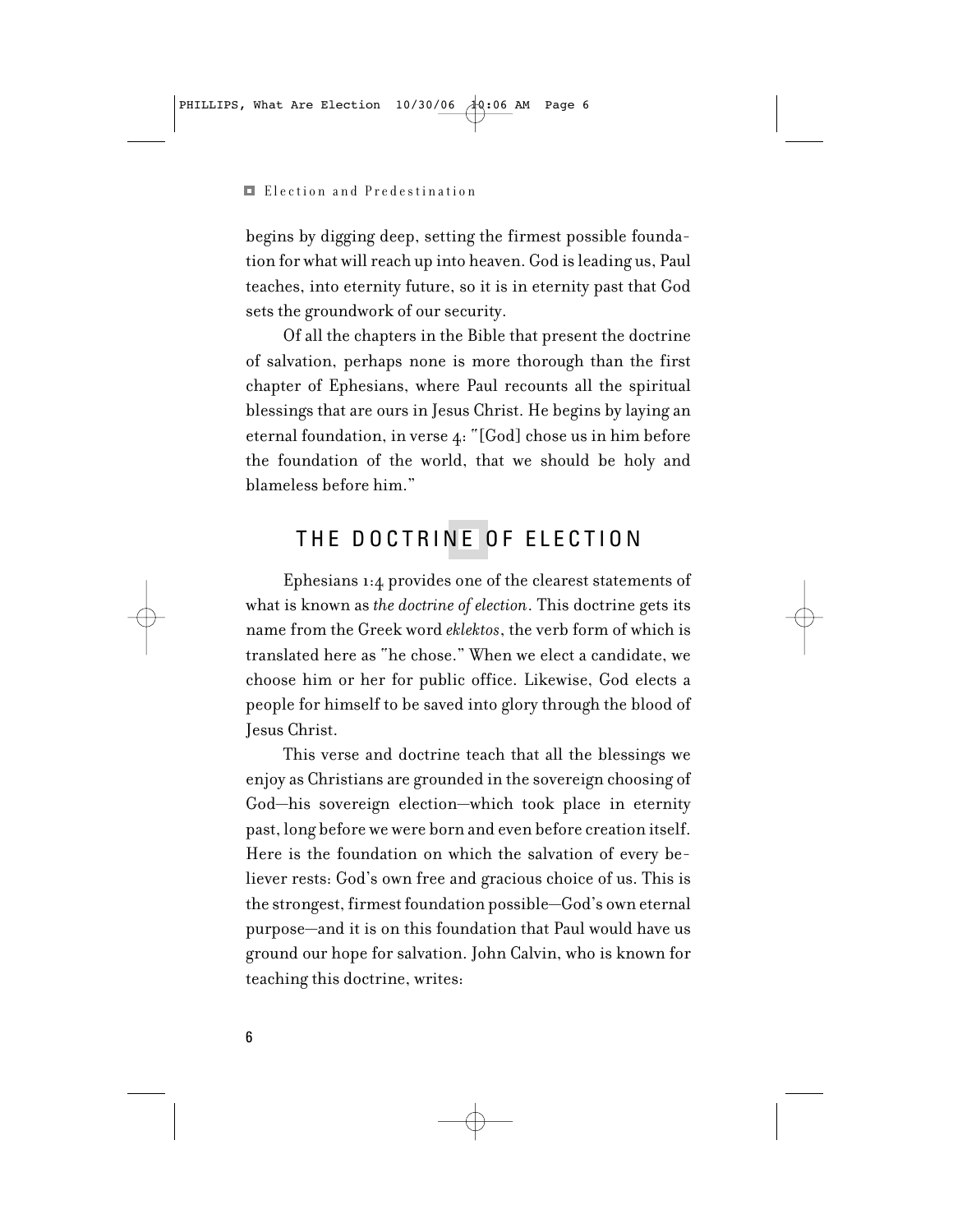begins by digging deep, setting the firmest possible foundation for what will reach up into heaven. God is leading us, Paul teaches, into eternity future, so it is in eternity past that God sets the groundwork of our security.

Of all the chapters in the Bible that present the doctrine of salvation, perhaps none is more thorough than the first chapter of Ephesians, where Paul recounts all the spiritual blessings that are ours in Jesus Christ. He begins by laying an eternal foundation, in verse 4: "[God] chose us in him before the foundation of the world, that we should be holy and blameless before him."

## THE DOCTRINE OF ELECTION

Ephesians 1:4 provides one of the clearest statements of what is known as *the doctrine of election*. This doctrine gets its name from the Greek word *eklektos*, the verb form of which is translated here as "he chose." When we elect a candidate, we choose him or her for public office. Likewise, God elects a people for himself to be saved into glory through the blood of Jesus Christ.

This verse and doctrine teach that all the blessings we enjoy as Christians are grounded in the sovereign choosing of God—his sovereign election—which took place in eternity past, long before we were born and even before creation itself. Here is the foundation on which the salvation of every believer rests: God's own free and gracious choice of us. This is the strongest, firmest foundation possible—God's own eternal purpose—and it is on this foundation that Paul would have us ground our hope for salvation. John Calvin, who is known for teaching this doctrine, writes: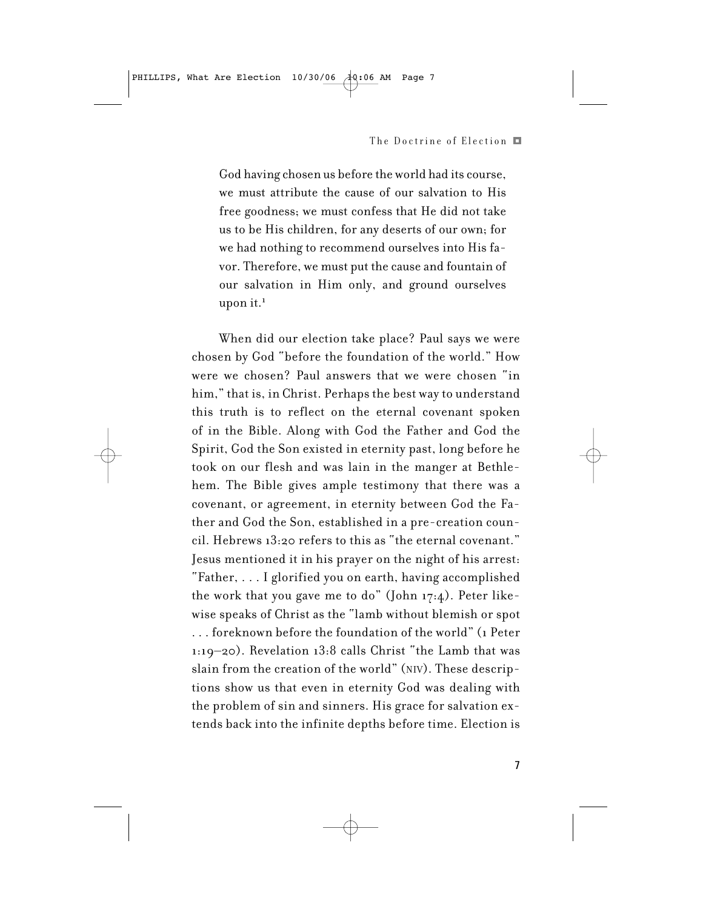> God having chosen us before the world had its course, we must attribute the cause of our salvation to His free goodness; we must confess that He did not take us to be His children, for any deserts of our own; for we had nothing to recommend ourselves into His favor. Therefore, we must put the cause and fountain of our salvation in Him only, and ground ourselves upon it.[1]

When did our election take place? Paul says we were chosen by God "before the foundation of the world." How were we chosen? Paul answers that we were chosen "in him," that is, in Christ. Perhaps the best way to understand this truth is to reflect on the eternal covenant spoken of in the Bible. Along with God the Father and God the Spirit, God the Son existed in eternity past, long before he took on our flesh and was lain in the manger at Bethlehem. The Bible gives ample testimony that there was a covenant, or agreement, in eternity between God the Father and God the Son, established in a pre-creation council. Hebrews 13:20 refers to this as "the eternal covenant." Jesus mentioned it in his prayer on the night of his arrest: "Father, . . . I glorified you on earth, having accomplished the work that you gave me to do" (John 17:4). Peter likewise speaks of Christ as the "lamb without blemish or spot . . . foreknown before the foundation of the world" (1 Peter 1:19–20). Revelation 13:8 calls Christ "the Lamb that was slain from the creation of the world" (NIV). These descriptions show us that even in eternity God was dealing with the problem of sin and sinners. His grace for salvation extends back into the infinite depths before time. Election is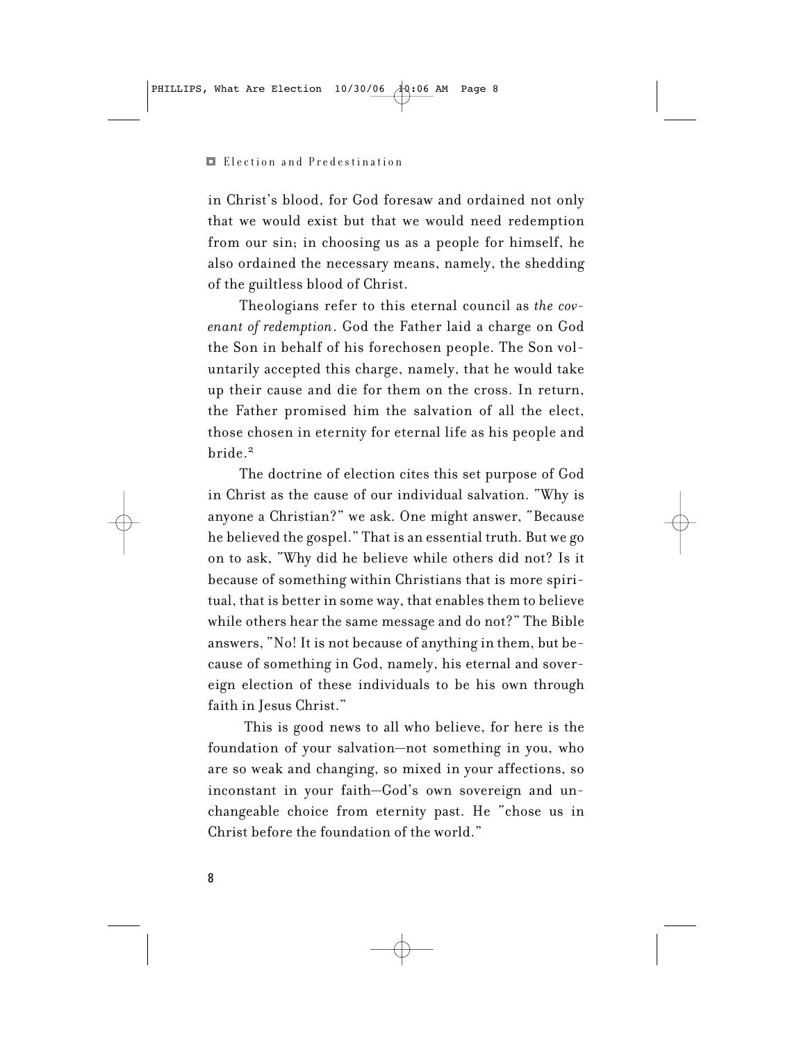in Christ's blood, for God foresaw and ordained not only that we would exist but that we would need redemption from our sin; in choosing us as a people for himself, he also ordained the necessary means, namely, the shedding of the guiltless blood of Christ.

Theologians refer to this eternal council as *the covenant of redemption*. God the Father laid a charge on God the Son in behalf of his forechosen people. The Son voluntarily accepted this charge, namely, that he would take up their cause and die for them on the cross. In return, the Father promised him the salvation of all the elect, those chosen in eternity for eternal life as his people and bride.[2]

The doctrine of election cites this set purpose of God in Christ as the cause of our individual salvation. "Why is anyone a Christian?" we ask. One might answer, "Because he believed the gospel." That is an essential truth. But we go on to ask, "Why did he believe while others did not? Is it because of something within Christians that is more spiritual, that is better in some way, that enables them to believe while others hear the same message and do not?" The Bible answers, "No! It is not because of anything in them, but because of something in God, namely, his eternal and sovereign election of these individuals to be his own through faith in Jesus Christ."

This is good news to all who believe, for here is the foundation of your salvation—not something in you, who are so weak and changing, so mixed in your affections, so inconstant in your faith—God's own sovereign and unchangeable choice from eternity past. He "chose us in Christ before the foundation of the world."